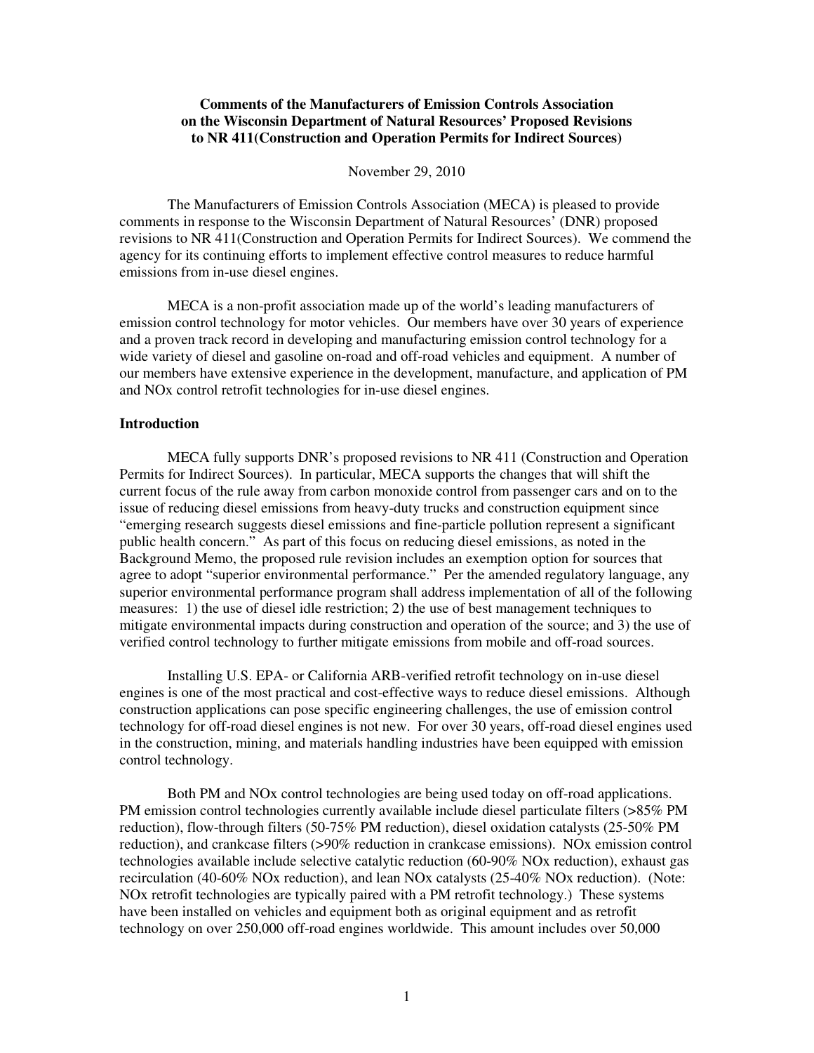**Comments of the Manufacturers of Emission Controls Association on the Wisconsin Department of Natural Resources' Proposed Revisions to NR 411(Construction and Operation Permits for Indirect Sources)**

November 29, 2010

The Manufacturers of Emission Controls Association (MECA) is pleased to provide comments in response to the Wisconsin Department of Natural Resources' (DNR) proposed revisions to NR 411(Construction and Operation Permits for Indirect Sources). We commend the agency for its continuing efforts to implement effective control measures to reduce harmful emissions from in-use diesel engines.

MECA is a non-profit association made up of the world's leading manufacturers of emission control technology for motor vehicles. Our members have over 30 years of experience and a proven track record in developing and manufacturing emission control technology for a wide variety of diesel and gasoline on-road and off-road vehicles and equipment. A number of our members have extensive experience in the development, manufacture, and application of PM and NOx control retrofit technologies for in-use diesel engines.

## Introduction

MECA fully supports DNR's proposed revisions to NR 411 (Construction and Operation Permits for Indirect Sources). In particular, MECA supports the changes that will shift the current focus of the rule away from carbon monoxide control from passenger cars and on to the issue of reducing diesel emissions from heavy-duty trucks and construction equipment since "emerging research suggests diesel emissions and fine-particle pollution represent a significant public health concern." As part of this focus on reducing diesel emissions, as noted in the Background Memo, the proposed rule revision includes an exemption option for sources that agree to adopt "superior environmental performance." Per the amended regulatory language, any superior environmental performance program shall address implementation of all of the following measures: 1) the use of diesel idle restriction; 2) the use of best management techniques to mitigate environmental impacts during construction and operation of the source; and 3) the use of verified control technology to further mitigate emissions from mobile and off-road sources.

Installing U.S. EPA- or California ARB-verified retrofit technology on in-use diesel engines is one of the most practical and cost-effective ways to reduce diesel emissions. Although construction applications can pose specific engineering challenges, the use of emission control technology for off-road diesel engines is not new. For over 30 years, off-road diesel engines used in the construction, mining, and materials handling industries have been equipped with emission control technology.

Both PM and NOx control technologies are being used today on off-road applications. PM emission control technologies currently available include diesel particulate filters (>85% PM reduction), flow-through filters (50-75% PM reduction), diesel oxidation catalysts (25-50% PM reduction), and crankcase filters (>90% reduction in crankcase emissions). NOx emission control technologies available include selective catalytic reduction (60-90% NOx reduction), exhaust gas recirculation (40-60% NOx reduction), and lean NOx catalysts (25-40% NOx reduction). (Note: NOx retrofit technologies are typically paired with a PM retrofit technology.) These systems have been installed on vehicles and equipment both as original equipment and as retrofit technology on over 250,000 off-road engines worldwide. This amount includes over 50,000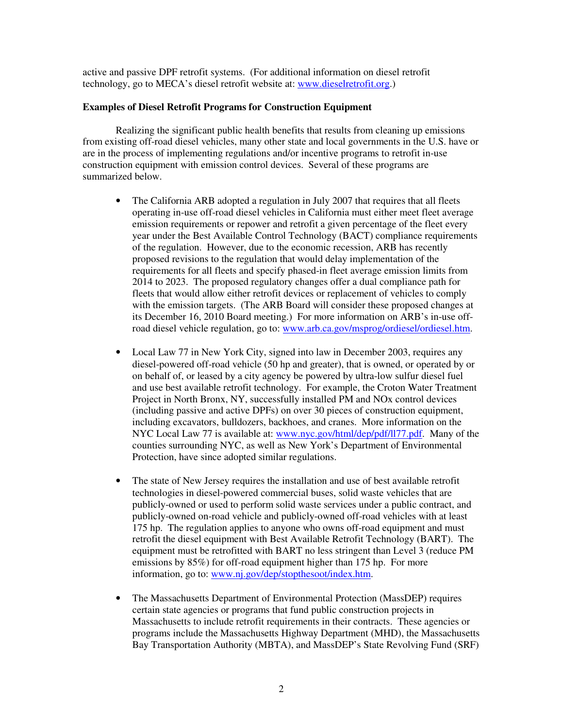active and passive DPF retrofit systems. (For additional information on diesel retrofit technology, go to MECA's diesel retrofit website at: [www.dieselretrofit.org](http://www.dieselretrofit.org).)

**Examples of Diesel Retrofit Programs for Construction Equipment**

Realizing the significant public health benefits that results from cleaning up emissions from existing off-road diesel vehicles, many other state and local governments in the U.S. have or are in the process of implementing regulations and/or incentive programs to retrofit in-use construction equipment with emission control devices. Several of these programs are summarized below.

- The California ARB adopted a regulation in July 2007 that requires that all fleets operating in-use off-road diesel vehicles in California must either meet fleet average emission requirements or repower and retrofit a given percentage of the fleet every year under the Best Available Control Technology (BACT) compliance requirements of the regulation. However, due to the economic recession, ARB has recently proposed revisions to the regulation that would delay implementation of the requirements for all fleets and specify phased-in fleet average emission limits from 2014 to 2023. The proposed regulatory changes offer a dual compliance path for fleets that would allow either retrofit devices or replacement of vehicles to comply with the emission targets. (The ARB Board will consider these proposed changes at its December 16, 2010 Board meeting.) For more information on ARB's in-use off-road diesel vehicle regulation, go to: [www.arb.ca.gov/msprog/ordiesel/ordiesel.htm](http://www.arb.ca.gov/msprog/ordiesel/ordiesel.htm).

- Local Law 77 in New York City, signed into law in December 2003, requires any diesel-powered off-road vehicle (50 hp and greater), that is owned, or operated by or on behalf of, or leased by a city agency be powered by ultra-low sulfur diesel fuel and use best available retrofit technology. For example, the Croton Water Treatment Project in North Bronx, NY, successfully installed PM and NOx control devices (including passive and active DPFs) on over 30 pieces of construction equipment, including excavators, bulldozers, backhoes, and cranes. More information on the NYC Local Law 77 is available at: [www.nyc.gov/html/dep/pdf/ll77.pdf](http://www.nyc.gov/html/dep/pdf/ll77.pdf). Many of the counties surrounding NYC, as well as New York's Department of Environmental Protection, have since adopted similar regulations.

- The state of New Jersey requires the installation and use of best available retrofit technologies in diesel-powered commercial buses, solid waste vehicles that are publicly-owned or used to perform solid waste services under a public contract, and publicly-owned on-road vehicle and publicly-owned off-road vehicles with at least 175 hp. The regulation applies to anyone who owns off-road equipment and must retrofit the diesel equipment with Best Available Retrofit Technology (BART). The equipment must be retrofitted with BART no less stringent than Level 3 (reduce PM emissions by 85%) for off-road equipment higher than 175 hp. For more information, go to: [www.nj.gov/dep/stopthesoot/index.htm](http://www.nj.gov/dep/stopthesoot/index.htm).

- The Massachusetts Department of Environmental Protection (MassDEP) requires certain state agencies or programs that fund public construction projects in Massachusetts to include retrofit requirements in their contracts. These agencies or programs include the Massachusetts Highway Department (MHD), the Massachusetts Bay Transportation Authority (MBTA), and MassDEP's State Revolving Fund (SRF)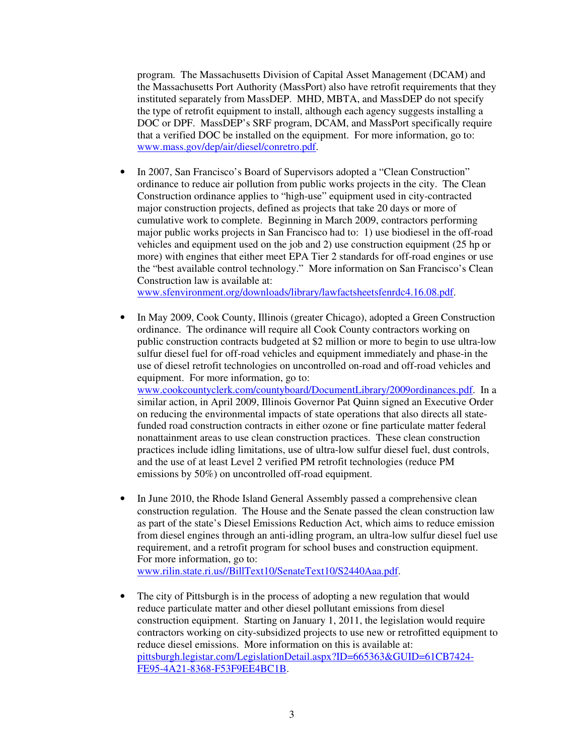program. The Massachusetts Division of Capital Asset Management (DCAM) and the Massachusetts Port Authority (MassPort) also have retrofit requirements that they instituted separately from MassDEP. MHD, MBTA, and MassDEP do not specify the type of retrofit equipment to install, although each agency suggests installing a DOC or DPF. MassDEP's SRF program, DCAM, and MassPort specifically require that a verified DOC be installed on the equipment. For more information, go to: [www.mass.gov/dep/air/diesel/conretro.pdf](www.mass.gov/dep/air/diesel/conretro.pdf).

- In 2007, San Francisco's Board of Supervisors adopted a "Clean Construction" ordinance to reduce air pollution from public works projects in the city. The Clean Construction ordinance applies to "high-use" equipment used in city-contracted major construction projects, defined as projects that take 20 days or more of cumulative work to complete. Beginning in March 2009, contractors performing major public works projects in San Francisco had to: 1) use biodiesel in the off-road vehicles and equipment used on the job and 2) use construction equipment (25 hp or more) with engines that either meet EPA Tier 2 standards for off-road engines or use the "best available control technology." More information on San Francisco's Clean Construction law is available at: [www.sfenvironment.org/downloads/library/lawfactsheetsfenrdc4.16.08.pdf](www.sfenvironment.org/downloads/library/lawfactsheetsfenrdc4.16.08.pdf).

- In May 2009, Cook County, Illinois (greater Chicago), adopted a Green Construction ordinance. The ordinance will require all Cook County contractors working on public construction contracts budgeted at $2 million or more to begin to use ultra-low sulfur diesel fuel for off-road vehicles and equipment immediately and phase-in the use of diesel retrofit technologies on uncontrolled on-road and off-road vehicles and equipment. For more information, go to: [www.cookcountyclerk.com/countyboard/DocumentLibrary/2009ordinances.pdf](www.cookcountyclerk.com/countyboard/DocumentLibrary/2009ordinances.pdf). In a similar action, in April 2009, Illinois Governor Pat Quinn signed an Executive Order on reducing the environmental impacts of state operations that also directs all state-funded road construction contracts in either ozone or fine particulate matter federal nonattainment areas to use clean construction practices. These clean construction practices include idling limitations, use of ultra-low sulfur diesel fuel, dust controls, and the use of at least Level 2 verified PM retrofit technologies (reduce PM emissions by 50%) on uncontrolled off-road equipment.

- In June 2010, the Rhode Island General Assembly passed a comprehensive clean construction regulation. The House and the Senate passed the clean construction law as part of the state's Diesel Emissions Reduction Act, which aims to reduce emission from diesel engines through an anti-idling program, an ultra-low sulfur diesel fuel use requirement, and a retrofit program for school buses and construction equipment. For more information, go to: [www.rilin.state.ri.us//BillText10/SenateText10/S2440Aaa.pdf](www.rilin.state.ri.us//BillText10/SenateText10/S2440Aaa.pdf).

- The city of Pittsburgh is in the process of adopting a new regulation that would reduce particulate matter and other diesel pollutant emissions from diesel construction equipment. Starting on January 1, 2011, the legislation would require contractors working on city-subsidized projects to use new or retrofitted equipment to reduce diesel emissions. More information on this is available at: [pittsburgh.legistar.com/LegislationDetail.aspx?ID=665363&GUID=61CB7424-FE95-4A21-8368-F53F9EE4BC1B](pittsburgh.legistar.com/LegislationDetail.aspx?ID=665363&GUID=61CB7424-FE95-4A21-8368-F53F9EE4BC1B).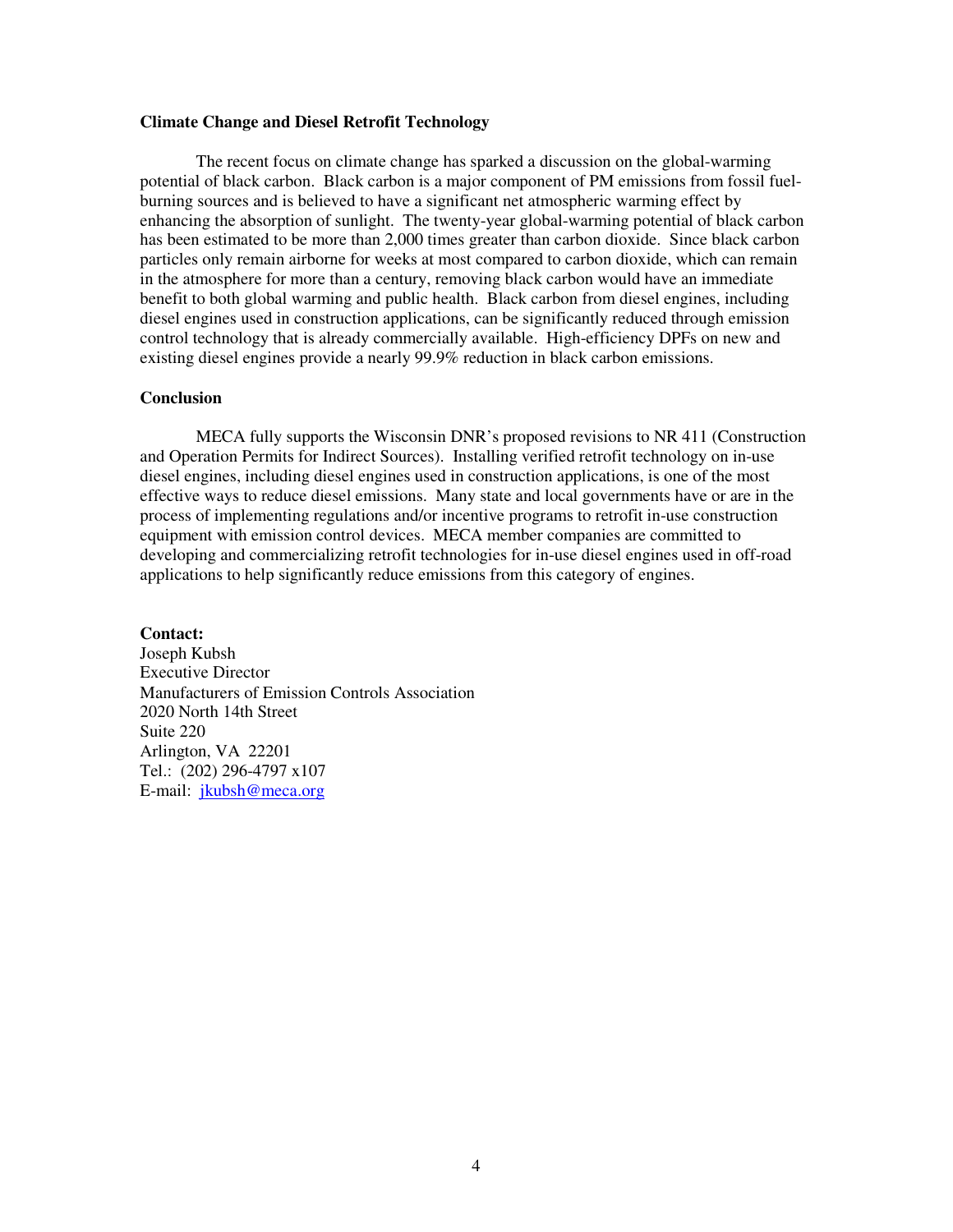**Climate Change and Diesel Retrofit Technology**

The recent focus on climate change has sparked a discussion on the global-warming potential of black carbon. Black carbon is a major component of PM emissions from fossil fuel-burning sources and is believed to have a significant net atmospheric warming effect by enhancing the absorption of sunlight. The twenty-year global-warming potential of black carbon has been estimated to be more than 2,000 times greater than carbon dioxide. Since black carbon particles only remain airborne for weeks at most compared to carbon dioxide, which can remain in the atmosphere for more than a century, removing black carbon would have an immediate benefit to both global warming and public health. Black carbon from diesel engines, including diesel engines used in construction applications, can be significantly reduced through emission control technology that is already commercially available. High-efficiency DPFs on new and existing diesel engines provide a nearly 99.9% reduction in black carbon emissions.

**Conclusion**

MECA fully supports the Wisconsin DNR's proposed revisions to NR 411 (Construction and Operation Permits for Indirect Sources). Installing verified retrofit technology on in-use diesel engines, including diesel engines used in construction applications, is one of the most effective ways to reduce diesel emissions. Many state and local governments have or are in the process of implementing regulations and/or incentive programs to retrofit in-use construction equipment with emission control devices. MECA member companies are committed to developing and commercializing retrofit technologies for in-use diesel engines used in off-road applications to help significantly reduce emissions from this category of engines.

**Contact:**
Joseph Kubsh
Executive Director
Manufacturers of Emission Controls Association
2020 North 14th Street
Suite 220
Arlington, VA 22201
Tel.: (202) 296-4797 x107
E-mail: jkubsh@meca.org